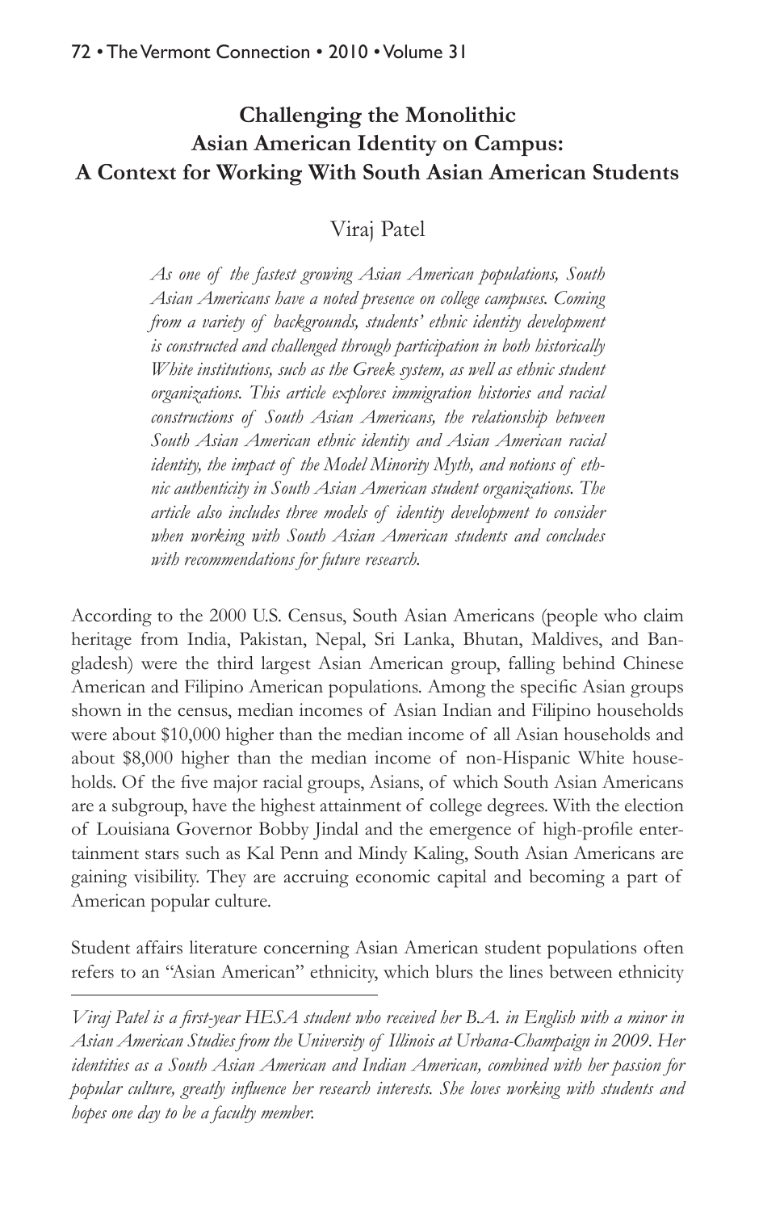# Challenging the Monolithic Asian American Identity on Campus: A Context for Working With South Asian American Students

Viraj Patel

*As one of the fastest growing Asian American populations, South Asian Americans have a noted presence on college campuses. Coming from a variety of backgrounds, students' ethnic identity development is constructed and challenged through participation in both historically White institutions, such as the Greek system, as well as ethnic student organizations. This article explores immigration histories and racial constructions of South Asian Americans, the relationship between South Asian American ethnic identity and Asian American racial identity, the impact of the Model Minority Myth, and notions of ethnic authenticity in South Asian American student organizations. The article also includes three models of identity development to consider when working with South Asian American students and concludes with recommendations for future research.*

According to the 2000 U.S. Census, South Asian Americans (people who claim heritage from India, Pakistan, Nepal, Sri Lanka, Bhutan, Maldives, and Bangladesh) were the third largest Asian American group, falling behind Chinese American and Filipino American populations. Among the specific Asian groups shown in the census, median incomes of Asian Indian and Filipino households were about $10,000 higher than the median income of all Asian households and about $8,000 higher than the median income of non-Hispanic White households. Of the five major racial groups, Asians, of which South Asian Americans are a subgroup, have the highest attainment of college degrees. With the election of Louisiana Governor Bobby Jindal and the emergence of high-profile entertainment stars such as Kal Penn and Mindy Kaling, South Asian Americans are gaining visibility. They are accruing economic capital and becoming a part of American popular culture.

Student affairs literature concerning Asian American student populations often refers to an "Asian American" ethnicity, which blurs the lines between ethnicity

---

*Viraj Patel is a first-year HESA student who received her B.A. in English with a minor in Asian American Studies from the University of Illinois at Urbana-Champaign in 2009. Her identities as a South Asian American and Indian American, combined with her passion for popular culture, greatly influence her research interests. She loves working with students and hopes one day to be a faculty member.*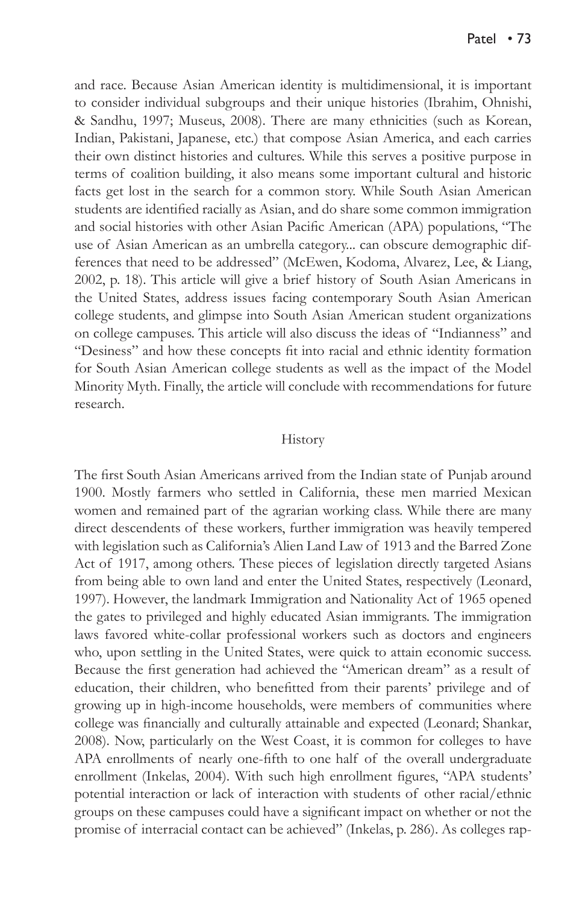and race. Because Asian American identity is multidimensional, it is important to consider individual subgroups and their unique histories (Ibrahim, Ohnishi, & Sandhu, 1997; Museus, 2008). There are many ethnicities (such as Korean, Indian, Pakistani, Japanese, etc.) that compose Asian America, and each carries their own distinct histories and cultures. While this serves a positive purpose in terms of coalition building, it also means some important cultural and historic facts get lost in the search for a common story. While South Asian American students are identified racially as Asian, and do share some common immigration and social histories with other Asian Pacific American (APA) populations, "The use of Asian American as an umbrella category... can obscure demographic differences that need to be addressed" (McEwen, Kodoma, Alvarez, Lee, & Liang, 2002, p. 18). This article will give a brief history of South Asian Americans in the United States, address issues facing contemporary South Asian American college students, and glimpse into South Asian American student organizations on college campuses. This article will also discuss the ideas of "Indianness" and "Desiness" and how these concepts fit into racial and ethnic identity formation for South Asian American college students as well as the impact of the Model Minority Myth. Finally, the article will conclude with recommendations for future research.

## History

The first South Asian Americans arrived from the Indian state of Punjab around 1900. Mostly farmers who settled in California, these men married Mexican women and remained part of the agrarian working class. While there are many direct descendents of these workers, further immigration was heavily tempered with legislation such as California's Alien Land Law of 1913 and the Barred Zone Act of 1917, among others. These pieces of legislation directly targeted Asians from being able to own land and enter the United States, respectively (Leonard, 1997). However, the landmark Immigration and Nationality Act of 1965 opened the gates to privileged and highly educated Asian immigrants. The immigration laws favored white-collar professional workers such as doctors and engineers who, upon settling in the United States, were quick to attain economic success. Because the first generation had achieved the "American dream" as a result of education, their children, who benefitted from their parents' privilege and of growing up in high-income households, were members of communities where college was financially and culturally attainable and expected (Leonard; Shankar, 2008). Now, particularly on the West Coast, it is common for colleges to have APA enrollments of nearly one-fifth to one half of the overall undergraduate enrollment (Inkelas, 2004). With such high enrollment figures, "APA students' potential interaction or lack of interaction with students of other racial/ethnic groups on these campuses could have a significant impact on whether or not the promise of interracial contact can be achieved" (Inkelas, p. 286). As colleges rap-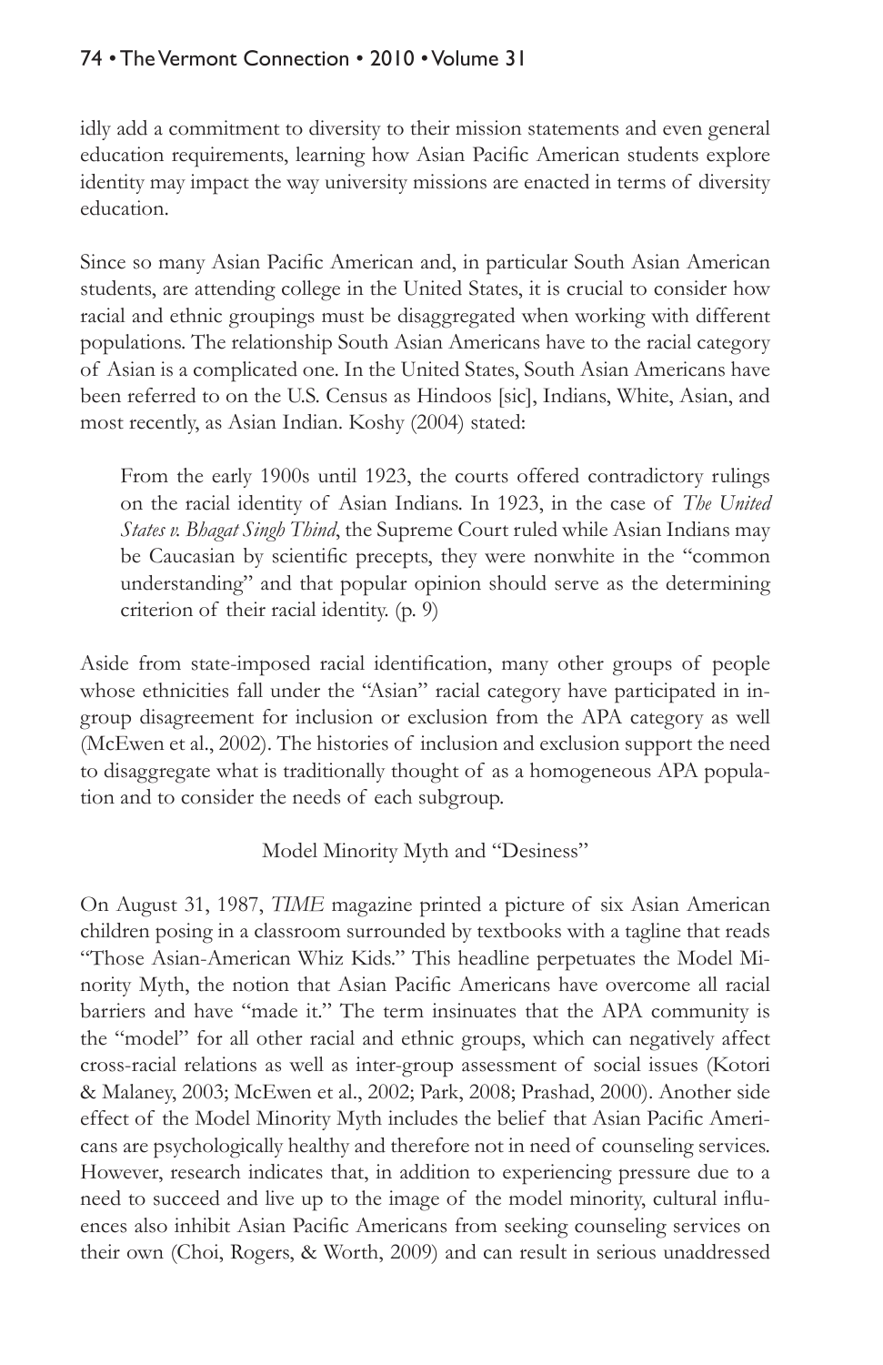idly add a commitment to diversity to their mission statements and even general education requirements, learning how Asian Pacific American students explore identity may impact the way university missions are enacted in terms of diversity education.

Since so many Asian Pacific American and, in particular South Asian American students, are attending college in the United States, it is crucial to consider how racial and ethnic groupings must be disaggregated when working with different populations. The relationship South Asian Americans have to the racial category of Asian is a complicated one. In the United States, South Asian Americans have been referred to on the U.S. Census as Hindoos [sic], Indians, White, Asian, and most recently, as Asian Indian. Koshy (2004) stated:

> From the early 1900s until 1923, the courts offered contradictory rulings on the racial identity of Asian Indians. In 1923, in the case of *The United States v. Bhagat Singh Thind*, the Supreme Court ruled while Asian Indians may be Caucasian by scientific precepts, they were nonwhite in the "common understanding" and that popular opinion should serve as the determining criterion of their racial identity. (p. 9)

Aside from state-imposed racial identification, many other groups of people whose ethnicities fall under the "Asian" racial category have participated in in-group disagreement for inclusion or exclusion from the APA category as well (McEwen et al., 2002). The histories of inclusion and exclusion support the need to disaggregate what is traditionally thought of as a homogeneous APA population and to consider the needs of each subgroup.

## Model Minority Myth and "Desiness"

On August 31, 1987, *TIME* magazine printed a picture of six Asian American children posing in a classroom surrounded by textbooks with a tagline that reads "Those Asian-American Whiz Kids." This headline perpetuates the Model Minority Myth, the notion that Asian Pacific Americans have overcome all racial barriers and have "made it." The term insinuates that the APA community is the "model" for all other racial and ethnic groups, which can negatively affect cross-racial relations as well as inter-group assessment of social issues (Kotori & Malaney, 2003; McEwen et al., 2002; Park, 2008; Prashad, 2000). Another side effect of the Model Minority Myth includes the belief that Asian Pacific Americans are psychologically healthy and therefore not in need of counseling services. However, research indicates that, in addition to experiencing pressure due to a need to succeed and live up to the image of the model minority, cultural influences also inhibit Asian Pacific Americans from seeking counseling services on their own (Choi, Rogers, & Worth, 2009) and can result in serious unaddressed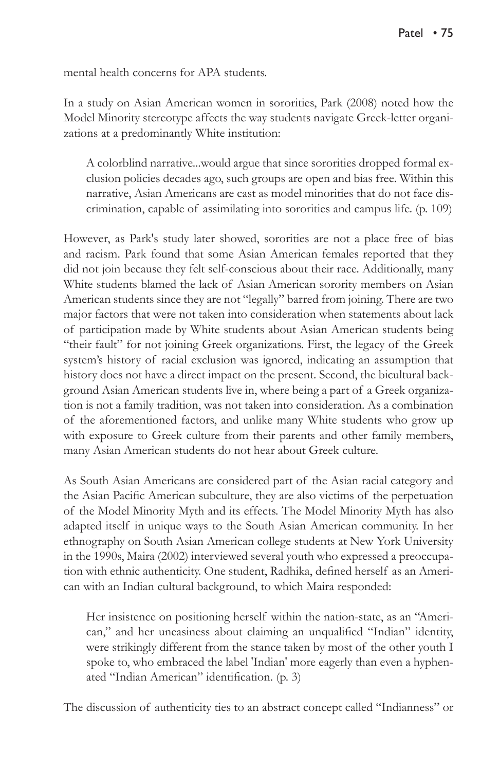mental health concerns for APA students.

In a study on Asian American women in sororities, Park (2008) noted how the Model Minority stereotype affects the way students navigate Greek-letter organizations at a predominantly White institution:

> A colorblind narrative...would argue that since sororities dropped formal exclusion policies decades ago, such groups are open and bias free. Within this narrative, Asian Americans are cast as model minorities that do not face discrimination, capable of assimilating into sororities and campus life. (p. 109)

However, as Park's study later showed, sororities are not a place free of bias and racism. Park found that some Asian American females reported that they did not join because they felt self-conscious about their race. Additionally, many White students blamed the lack of Asian American sorority members on Asian American students since they are not "legally" barred from joining. There are two major factors that were not taken into consideration when statements about lack of participation made by White students about Asian American students being "their fault" for not joining Greek organizations. First, the legacy of the Greek system's history of racial exclusion was ignored, indicating an assumption that history does not have a direct impact on the present. Second, the bicultural background Asian American students live in, where being a part of a Greek organization is not a family tradition, was not taken into consideration. As a combination of the aforementioned factors, and unlike many White students who grow up with exposure to Greek culture from their parents and other family members, many Asian American students do not hear about Greek culture.

As South Asian Americans are considered part of the Asian racial category and the Asian Pacific American subculture, they are also victims of the perpetuation of the Model Minority Myth and its effects. The Model Minority Myth has also adapted itself in unique ways to the South Asian American community. In her ethnography on South Asian American college students at New York University in the 1990s, Maira (2002) interviewed several youth who expressed a preoccupation with ethnic authenticity. One student, Radhika, defined herself as an American with an Indian cultural background, to which Maira responded:

> Her insistence on positioning herself within the nation-state, as an "American," and her uneasiness about claiming an unqualified "Indian" identity, were strikingly different from the stance taken by most of the other youth I spoke to, who embraced the label 'Indian' more eagerly than even a hyphenated "Indian American" identification. (p. 3)

The discussion of authenticity ties to an abstract concept called "Indianness" or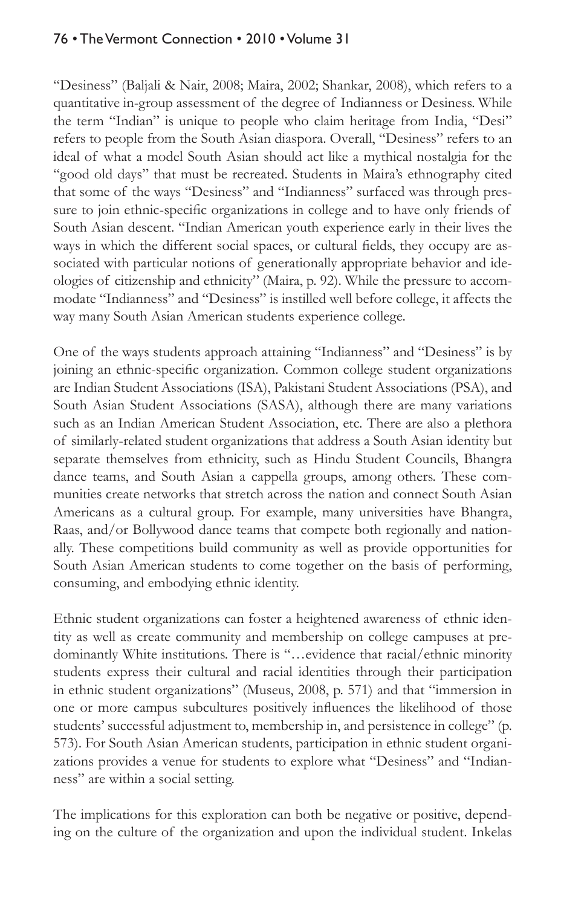"Desiness" (Baljali & Nair, 2008; Maira, 2002; Shankar, 2008), which refers to a quantitative in-group assessment of the degree of Indianness or Desiness. While the term "Indian" is unique to people who claim heritage from India, "Desi" refers to people from the South Asian diaspora. Overall, "Desiness" refers to an ideal of what a model South Asian should act like a mythical nostalgia for the "good old days" that must be recreated. Students in Maira's ethnography cited that some of the ways "Desiness" and "Indianness" surfaced was through pressure to join ethnic-specific organizations in college and to have only friends of South Asian descent. "Indian American youth experience early in their lives the ways in which the different social spaces, or cultural fields, they occupy are associated with particular notions of generationally appropriate behavior and ideologies of citizenship and ethnicity" (Maira, p. 92). While the pressure to accommodate "Indianness" and "Desiness" is instilled well before college, it affects the way many South Asian American students experience college.

One of the ways students approach attaining "Indianness" and "Desiness" is by joining an ethnic-specific organization. Common college student organizations are Indian Student Associations (ISA), Pakistani Student Associations (PSA), and South Asian Student Associations (SASA), although there are many variations such as an Indian American Student Association, etc. There are also a plethora of similarly-related student organizations that address a South Asian identity but separate themselves from ethnicity, such as Hindu Student Councils, Bhangra dance teams, and South Asian a cappella groups, among others. These communities create networks that stretch across the nation and connect South Asian Americans as a cultural group. For example, many universities have Bhangra, Raas, and/or Bollywood dance teams that compete both regionally and nationally. These competitions build community as well as provide opportunities for South Asian American students to come together on the basis of performing, consuming, and embodying ethnic identity.

Ethnic student organizations can foster a heightened awareness of ethnic identity as well as create community and membership on college campuses at predominantly White institutions. There is "…evidence that racial/ethnic minority students express their cultural and racial identities through their participation in ethnic student organizations" (Museus, 2008, p. 571) and that "immersion in one or more campus subcultures positively influences the likelihood of those students' successful adjustment to, membership in, and persistence in college" (p. 573). For South Asian American students, participation in ethnic student organizations provides a venue for students to explore what "Desiness" and "Indianness" are within a social setting.

The implications for this exploration can both be negative or positive, depending on the culture of the organization and upon the individual student. Inkelas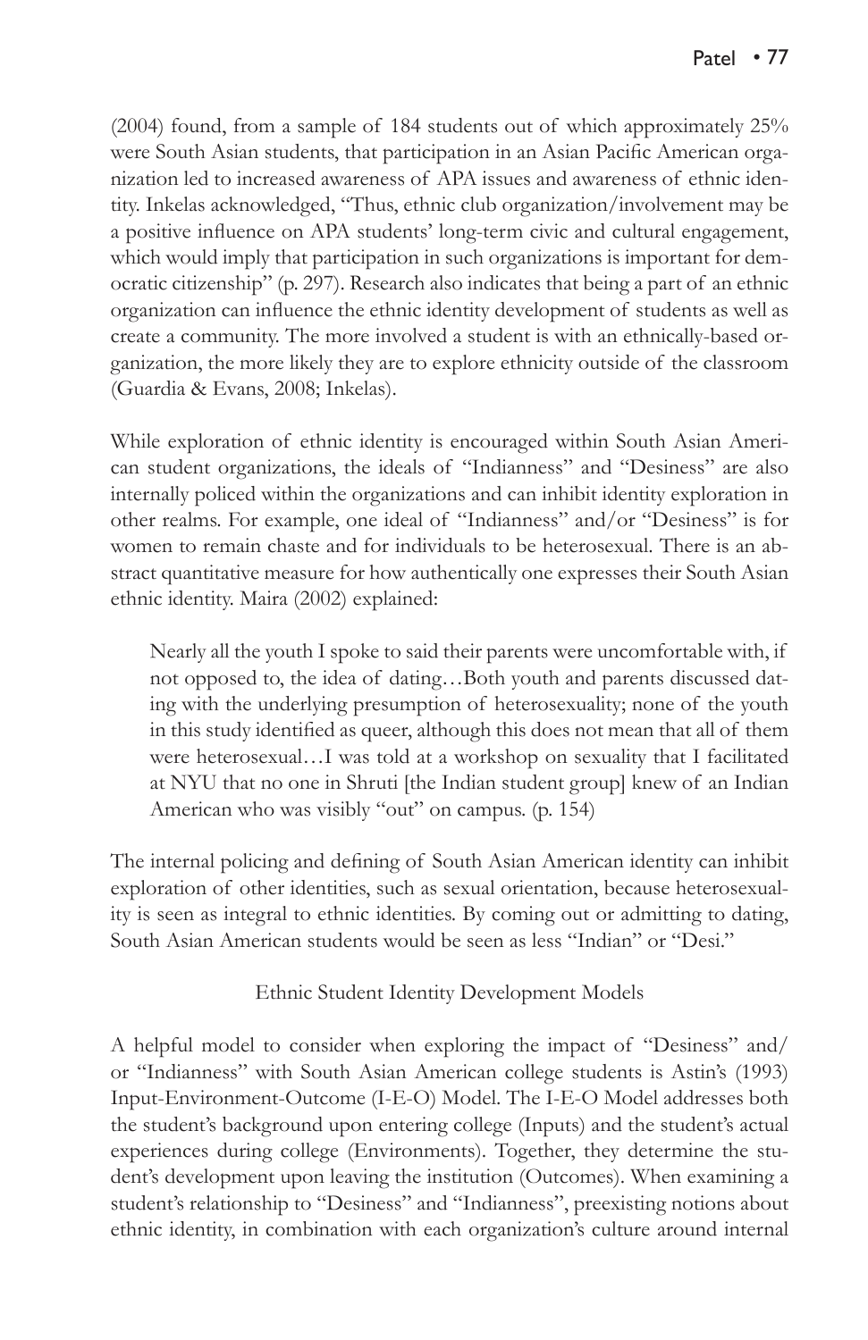(2004) found, from a sample of 184 students out of which approximately 25% were South Asian students, that participation in an Asian Pacific American organization led to increased awareness of APA issues and awareness of ethnic identity. Inkelas acknowledged, "Thus, ethnic club organization/involvement may be a positive influence on APA students' long-term civic and cultural engagement, which would imply that participation in such organizations is important for democratic citizenship" (p. 297). Research also indicates that being a part of an ethnic organization can influence the ethnic identity development of students as well as create a community. The more involved a student is with an ethnically-based organization, the more likely they are to explore ethnicity outside of the classroom (Guardia & Evans, 2008; Inkelas).

While exploration of ethnic identity is encouraged within South Asian American student organizations, the ideals of "Indianness" and "Desiness" are also internally policed within the organizations and can inhibit identity exploration in other realms. For example, one ideal of "Indianness" and/or "Desiness" is for women to remain chaste and for individuals to be heterosexual. There is an abstract quantitative measure for how authentically one expresses their South Asian ethnic identity. Maira (2002) explained:

> Nearly all the youth I spoke to said their parents were uncomfortable with, if not opposed to, the idea of dating…Both youth and parents discussed dating with the underlying presumption of heterosexuality; none of the youth in this study identified as queer, although this does not mean that all of them were heterosexual…I was told at a workshop on sexuality that I facilitated at NYU that no one in Shruti [the Indian student group] knew of an Indian American who was visibly "out" on campus. (p. 154)

The internal policing and defining of South Asian American identity can inhibit exploration of other identities, such as sexual orientation, because heterosexuality is seen as integral to ethnic identities. By coming out or admitting to dating, South Asian American students would be seen as less "Indian" or "Desi."

## Ethnic Student Identity Development Models

A helpful model to consider when exploring the impact of "Desiness" and/or "Indianness" with South Asian American college students is Astin's (1993) Input-Environment-Outcome (I-E-O) Model. The I-E-O Model addresses both the student's background upon entering college (Inputs) and the student's actual experiences during college (Environments). Together, they determine the student's development upon leaving the institution (Outcomes). When examining a student's relationship to "Desiness" and "Indianness", preexisting notions about ethnic identity, in combination with each organization's culture around internal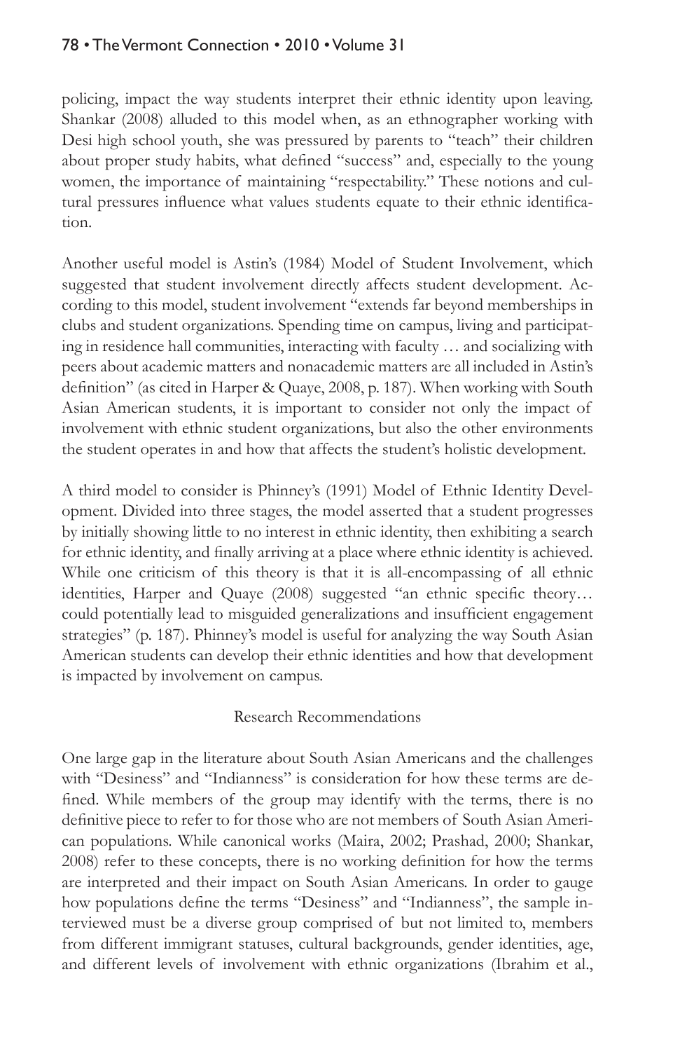policing, impact the way students interpret their ethnic identity upon leaving. Shankar (2008) alluded to this model when, as an ethnographer working with Desi high school youth, she was pressured by parents to "teach" their children about proper study habits, what defined "success" and, especially to the young women, the importance of maintaining "respectability." These notions and cultural pressures influence what values students equate to their ethnic identification.

Another useful model is Astin's (1984) Model of Student Involvement, which suggested that student involvement directly affects student development. According to this model, student involvement "extends far beyond memberships in clubs and student organizations. Spending time on campus, living and participating in residence hall communities, interacting with faculty … and socializing with peers about academic matters and nonacademic matters are all included in Astin's definition" (as cited in Harper & Quaye, 2008, p. 187). When working with South Asian American students, it is important to consider not only the impact of involvement with ethnic student organizations, but also the other environments the student operates in and how that affects the student's holistic development.

A third model to consider is Phinney's (1991) Model of Ethnic Identity Development. Divided into three stages, the model asserted that a student progresses by initially showing little to no interest in ethnic identity, then exhibiting a search for ethnic identity, and finally arriving at a place where ethnic identity is achieved. While one criticism of this theory is that it is all-encompassing of all ethnic identities, Harper and Quaye (2008) suggested "an ethnic specific theory… could potentially lead to misguided generalizations and insufficient engagement strategies" (p. 187). Phinney's model is useful for analyzing the way South Asian American students can develop their ethnic identities and how that development is impacted by involvement on campus.

## Research Recommendations

One large gap in the literature about South Asian Americans and the challenges with "Desiness" and "Indianness" is consideration for how these terms are defined. While members of the group may identify with the terms, there is no definitive piece to refer to for those who are not members of South Asian American populations. While canonical works (Maira, 2002; Prashad, 2000; Shankar, 2008) refer to these concepts, there is no working definition for how the terms are interpreted and their impact on South Asian Americans. In order to gauge how populations define the terms "Desiness" and "Indianness", the sample interviewed must be a diverse group comprised of but not limited to, members from different immigrant statuses, cultural backgrounds, gender identities, age, and different levels of involvement with ethnic organizations (Ibrahim et al.,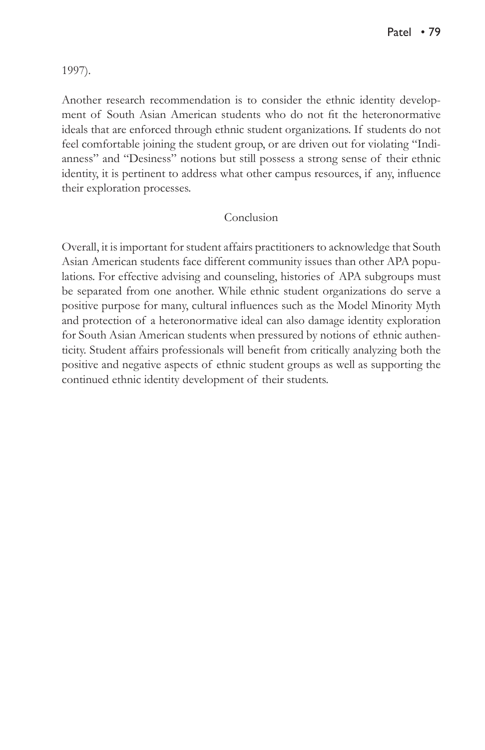1997).

Another research recommendation is to consider the ethnic identity development of South Asian American students who do not fit the heteronormative ideals that are enforced through ethnic student organizations. If students do not feel comfortable joining the student group, or are driven out for violating "Indianness" and "Desiness" notions but still possess a strong sense of their ethnic identity, it is pertinent to address what other campus resources, if any, influence their exploration processes.

## Conclusion

Overall, it is important for student affairs practitioners to acknowledge that South Asian American students face different community issues than other APA populations. For effective advising and counseling, histories of APA subgroups must be separated from one another. While ethnic student organizations do serve a positive purpose for many, cultural influences such as the Model Minority Myth and protection of a heteronormative ideal can also damage identity exploration for South Asian American students when pressured by notions of ethnic authenticity. Student affairs professionals will benefit from critically analyzing both the positive and negative aspects of ethnic student groups as well as supporting the continued ethnic identity development of their students.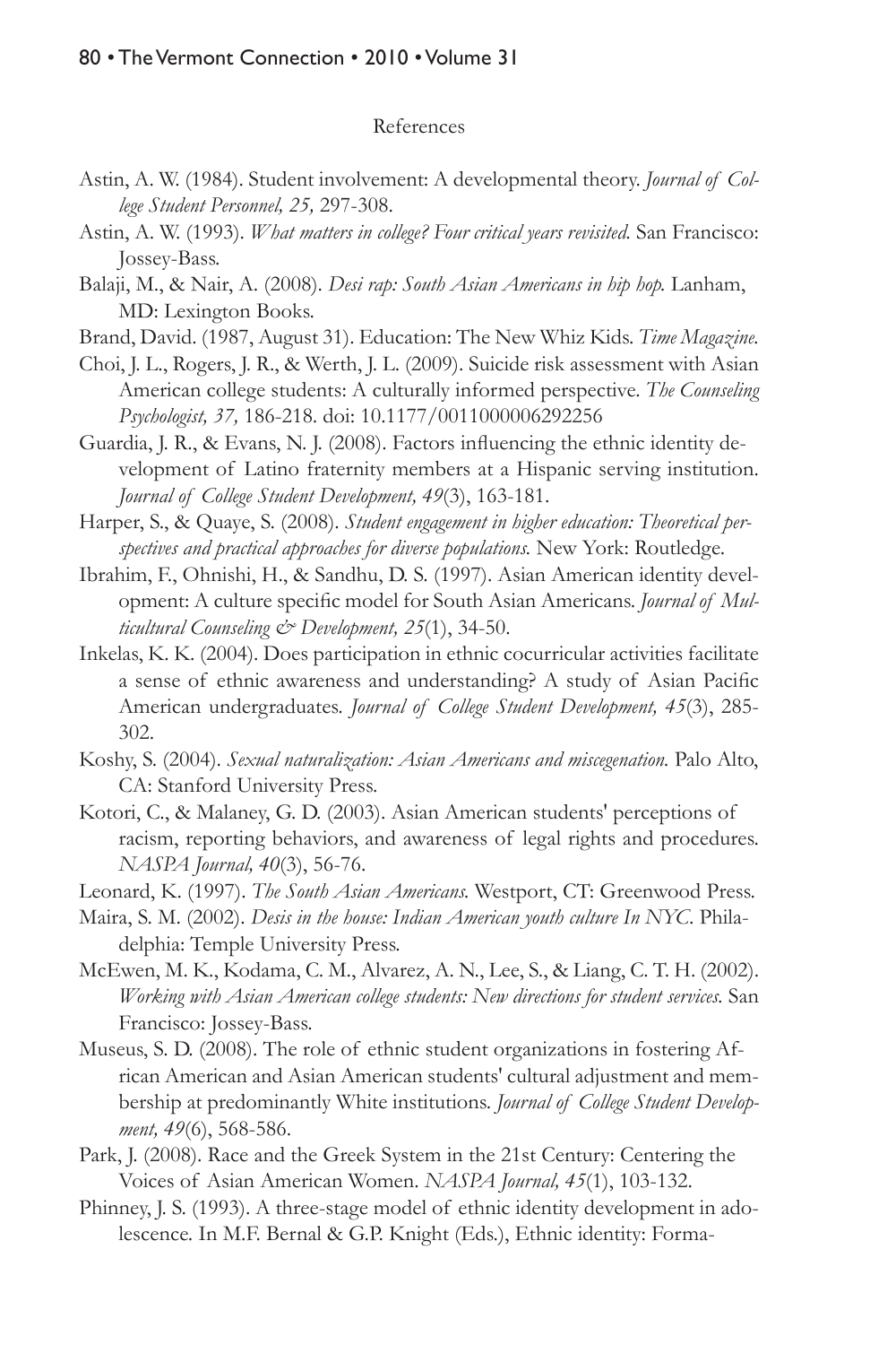## References

Astin, A. W. (1984). Student involvement: A developmental theory. *Journal of College Student Personnel, 25,* 297-308.

Astin, A. W. (1993). *What matters in college? Four critical years revisited.* San Francisco: Jossey-Bass.

Balaji, M., & Nair, A. (2008). *Desi rap: South Asian Americans in hip hop.* Lanham, MD: Lexington Books.

Brand, David. (1987, August 31). Education: The New Whiz Kids. *Time Magazine.*

Choi, J. L., Rogers, J. R., & Werth, J. L. (2009). Suicide risk assessment with Asian American college students: A culturally informed perspective. *The Counseling Psychologist, 37,* 186-218. doi: 10.1177/0011000006292256

Guardia, J. R., & Evans, N. J. (2008). Factors influencing the ethnic identity development of Latino fraternity members at a Hispanic serving institution. *Journal of College Student Development, 49*(3), 163-181.

Harper, S., & Quaye, S. (2008). *Student engagement in higher education: Theoretical perspectives and practical approaches for diverse populations.* New York: Routledge.

Ibrahim, F., Ohnishi, H., & Sandhu, D. S. (1997). Asian American identity development: A culture specific model for South Asian Americans. *Journal of Multicultural Counseling & Development, 25*(1), 34-50.

Inkelas, K. K. (2004). Does participation in ethnic cocurricular activities facilitate a sense of ethnic awareness and understanding? A study of Asian Pacific American undergraduates. *Journal of College Student Development, 45*(3), 285-302.

Koshy, S. (2004). *Sexual naturalization: Asian Americans and miscegenation.* Palo Alto, CA: Stanford University Press.

Kotori, C., & Malaney, G. D. (2003). Asian American students' perceptions of racism, reporting behaviors, and awareness of legal rights and procedures. *NASPA Journal, 40*(3), 56-76.

Leonard, K. (1997). *The South Asian Americans.* Westport, CT: Greenwood Press.

Maira, S. M. (2002). *Desis in the house: Indian American youth culture In NYC.* Philadelphia: Temple University Press.

McEwen, M. K., Kodama, C. M., Alvarez, A. N., Lee, S., & Liang, C. T. H. (2002). *Working with Asian American college students: New directions for student services.* San Francisco: Jossey-Bass.

Museus, S. D. (2008). The role of ethnic student organizations in fostering African American and Asian American students' cultural adjustment and membership at predominantly White institutions. *Journal of College Student Development, 49*(6), 568-586.

Park, J. (2008). Race and the Greek System in the 21st Century: Centering the Voices of Asian American Women. *NASPA Journal, 45*(1), 103-132.

Phinney, J. S. (1993). A three-stage model of ethnic identity development in adolescence. In M.F. Bernal & G.P. Knight (Eds.), Ethnic identity: Forma-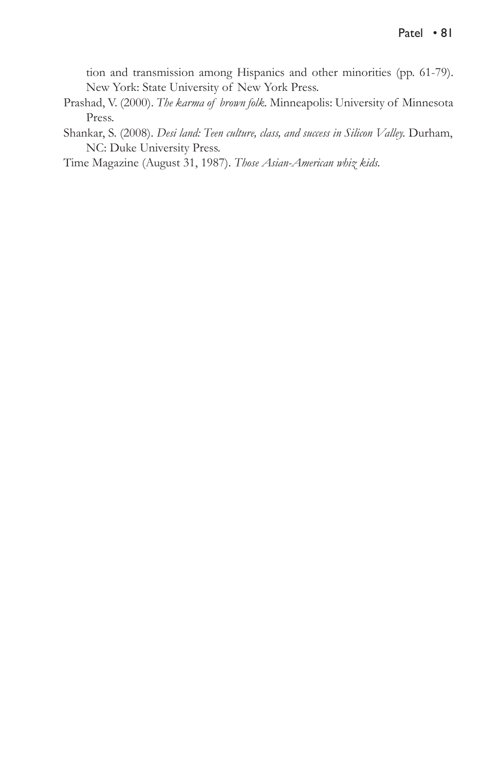tion and transmission among Hispanics and other minorities (pp. 61-79). New York: State University of New York Press.

Prashad, V. (2000). *The karma of brown folk*. Minneapolis: University of Minnesota Press.

Shankar, S. (2008). *Desi land: Teen culture, class, and success in Silicon Valley*. Durham, NC: Duke University Press.

Time Magazine (August 31, 1987). *Those Asian-American whiz kids*.